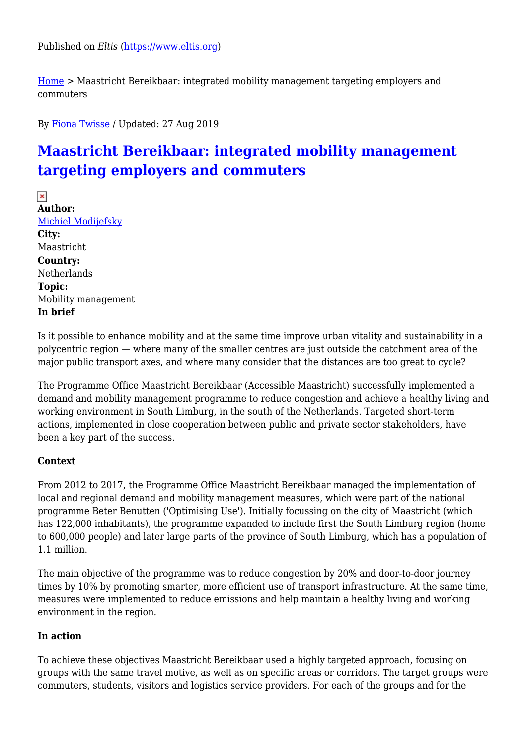Published on *Eltis* (https://www.eltis.org)

Home > Maastricht Bereikbaar: integrated mobility management targeting employers and commuters

By Fiona Twisse / Updated: 27 Aug 2019

# Maastricht Bereikbaar: integrated mobility management targeting employers and commuters

**Author:**
Michiel Modijefsky
**City:**
Maastricht
**Country:**
Netherlands
**Topic:**
Mobility management
**In brief**

Is it possible to enhance mobility and at the same time improve urban vitality and sustainability in a polycentric region — where many of the smaller centres are just outside the catchment area of the major public transport axes, and where many consider that the distances are too great to cycle?

The Programme Office Maastricht Bereikbaar (Accessible Maastricht) successfully implemented a demand and mobility management programme to reduce congestion and achieve a healthy living and working environment in South Limburg, in the south of the Netherlands. Targeted short-term actions, implemented in close cooperation between public and private sector stakeholders, have been a key part of the success.

**Context**

From 2012 to 2017, the Programme Office Maastricht Bereikbaar managed the implementation of local and regional demand and mobility management measures, which were part of the national programme Beter Benutten ('Optimising Use'). Initially focussing on the city of Maastricht (which has 122,000 inhabitants), the programme expanded to include first the South Limburg region (home to 600,000 people) and later large parts of the province of South Limburg, which has a population of 1.1 million.

The main objective of the programme was to reduce congestion by 20% and door-to-door journey times by 10% by promoting smarter, more efficient use of transport infrastructure. At the same time, measures were implemented to reduce emissions and help maintain a healthy living and working environment in the region.

**In action**

To achieve these objectives Maastricht Bereikbaar used a highly targeted approach, focusing on groups with the same travel motive, as well as on specific areas or corridors. The target groups were commuters, students, visitors and logistics service providers. For each of the groups and for the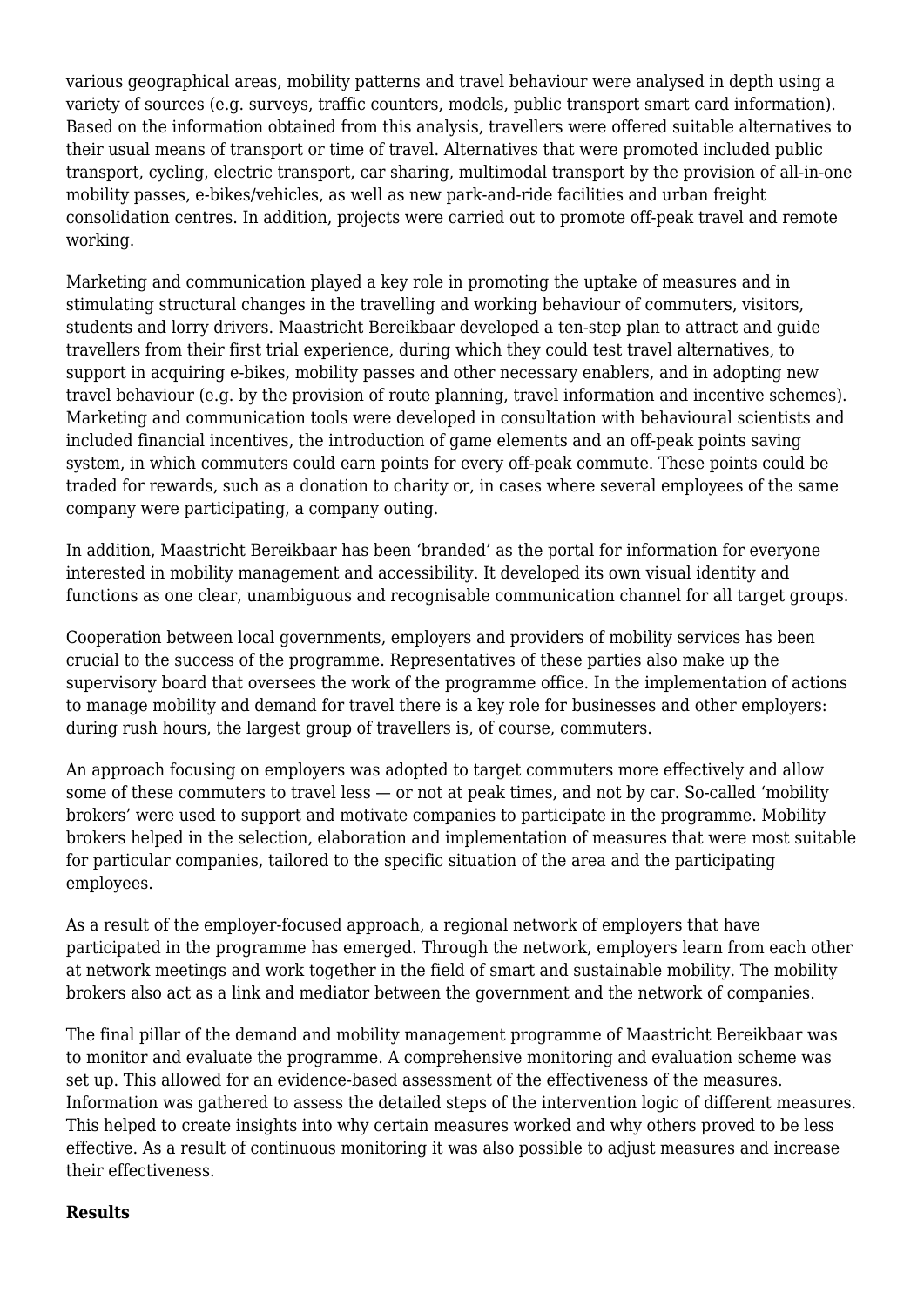various geographical areas, mobility patterns and travel behaviour were analysed in depth using a variety of sources (e.g. surveys, traffic counters, models, public transport smart card information). Based on the information obtained from this analysis, travellers were offered suitable alternatives to their usual means of transport or time of travel. Alternatives that were promoted included public transport, cycling, electric transport, car sharing, multimodal transport by the provision of all-in-one mobility passes, e-bikes/vehicles, as well as new park-and-ride facilities and urban freight consolidation centres. In addition, projects were carried out to promote off-peak travel and remote working.

Marketing and communication played a key role in promoting the uptake of measures and in stimulating structural changes in the travelling and working behaviour of commuters, visitors, students and lorry drivers. Maastricht Bereikbaar developed a ten-step plan to attract and guide travellers from their first trial experience, during which they could test travel alternatives, to support in acquiring e-bikes, mobility passes and other necessary enablers, and in adopting new travel behaviour (e.g. by the provision of route planning, travel information and incentive schemes). Marketing and communication tools were developed in consultation with behavioural scientists and included financial incentives, the introduction of game elements and an off-peak points saving system, in which commuters could earn points for every off-peak commute. These points could be traded for rewards, such as a donation to charity or, in cases where several employees of the same company were participating, a company outing.

In addition, Maastricht Bereikbaar has been 'branded' as the portal for information for everyone interested in mobility management and accessibility. It developed its own visual identity and functions as one clear, unambiguous and recognisable communication channel for all target groups.

Cooperation between local governments, employers and providers of mobility services has been crucial to the success of the programme. Representatives of these parties also make up the supervisory board that oversees the work of the programme office. In the implementation of actions to manage mobility and demand for travel there is a key role for businesses and other employers: during rush hours, the largest group of travellers is, of course, commuters.

An approach focusing on employers was adopted to target commuters more effectively and allow some of these commuters to travel less — or not at peak times, and not by car. So-called 'mobility brokers' were used to support and motivate companies to participate in the programme. Mobility brokers helped in the selection, elaboration and implementation of measures that were most suitable for particular companies, tailored to the specific situation of the area and the participating employees.

As a result of the employer-focused approach, a regional network of employers that have participated in the programme has emerged. Through the network, employers learn from each other at network meetings and work together in the field of smart and sustainable mobility. The mobility brokers also act as a link and mediator between the government and the network of companies.

The final pillar of the demand and mobility management programme of Maastricht Bereikbaar was to monitor and evaluate the programme. A comprehensive monitoring and evaluation scheme was set up. This allowed for an evidence-based assessment of the effectiveness of the measures. Information was gathered to assess the detailed steps of the intervention logic of different measures. This helped to create insights into why certain measures worked and why others proved to be less effective. As a result of continuous monitoring it was also possible to adjust measures and increase their effectiveness.

**Results**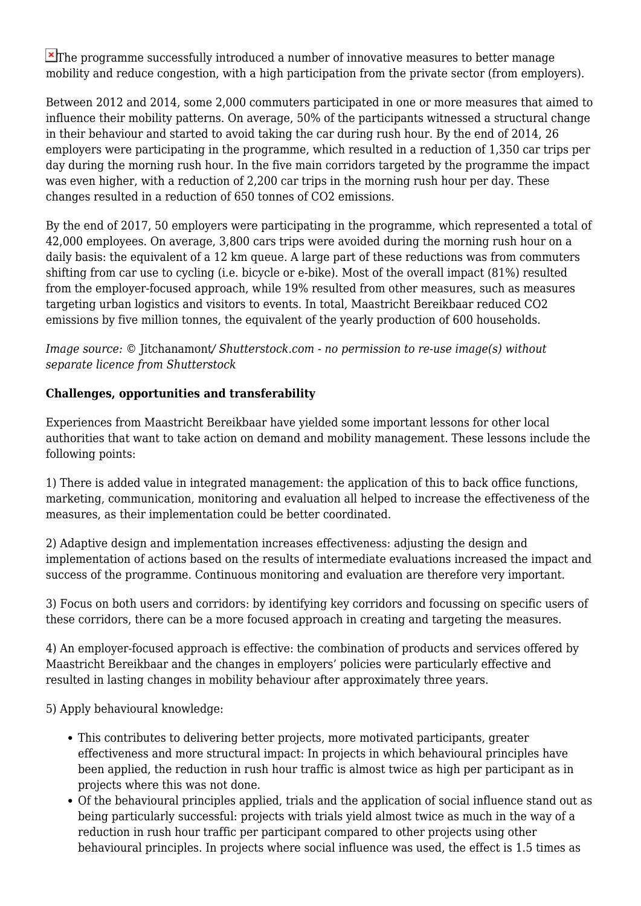The programme successfully introduced a number of innovative measures to better manage mobility and reduce congestion, with a high participation from the private sector (from employers).

Between 2012 and 2014, some 2,000 commuters participated in one or more measures that aimed to influence their mobility patterns. On average, 50% of the participants witnessed a structural change in their behaviour and started to avoid taking the car during rush hour. By the end of 2014, 26 employers were participating in the programme, which resulted in a reduction of 1,350 car trips per day during the morning rush hour. In the five main corridors targeted by the programme the impact was even higher, with a reduction of 2,200 car trips in the morning rush hour per day. These changes resulted in a reduction of 650 tonnes of $CO_2$ emissions.

By the end of 2017, 50 employers were participating in the programme, which represented a total of 42,000 employees. On average, 3,800 cars trips were avoided during the morning rush hour on a daily basis: the equivalent of a 12 km queue. A large part of these reductions was from commuters shifting from car use to cycling (i.e. bicycle or e-bike). Most of the overall impact (81%) resulted from the employer-focused approach, while 19% resulted from other measures, such as measures targeting urban logistics and visitors to events. In total, Maastricht Bereikbaar reduced $CO_2$ emissions by five million tonnes, the equivalent of the yearly production of 600 households.

*Image source:* © Jitchanamont/ *Shutterstock.com - no permission to re-use image(s) without separate licence from Shutterstock*

**Challenges, opportunities and transferability**

Experiences from Maastricht Bereikbaar have yielded some important lessons for other local authorities that want to take action on demand and mobility management. These lessons include the following points:

1) There is added value in integrated management: the application of this to back office functions, marketing, communication, monitoring and evaluation all helped to increase the effectiveness of the measures, as their implementation could be better coordinated.

2) Adaptive design and implementation increases effectiveness: adjusting the design and implementation of actions based on the results of intermediate evaluations increased the impact and success of the programme. Continuous monitoring and evaluation are therefore very important.

3) Focus on both users and corridors: by identifying key corridors and focussing on specific users of these corridors, there can be a more focused approach in creating and targeting the measures.

4) An employer-focused approach is effective: the combination of products and services offered by Maastricht Bereikbaar and the changes in employers' policies were particularly effective and resulted in lasting changes in mobility behaviour after approximately three years.

5) Apply behavioural knowledge:

- This contributes to delivering better projects, more motivated participants, greater effectiveness and more structural impact: In projects in which behavioural principles have been applied, the reduction in rush hour traffic is almost twice as high per participant as in projects where this was not done.
- Of the behavioural principles applied, trials and the application of social influence stand out as being particularly successful: projects with trials yield almost twice as much in the way of a reduction in rush hour traffic per participant compared to other projects using other behavioural principles. In projects where social influence was used, the effect is 1.5 times as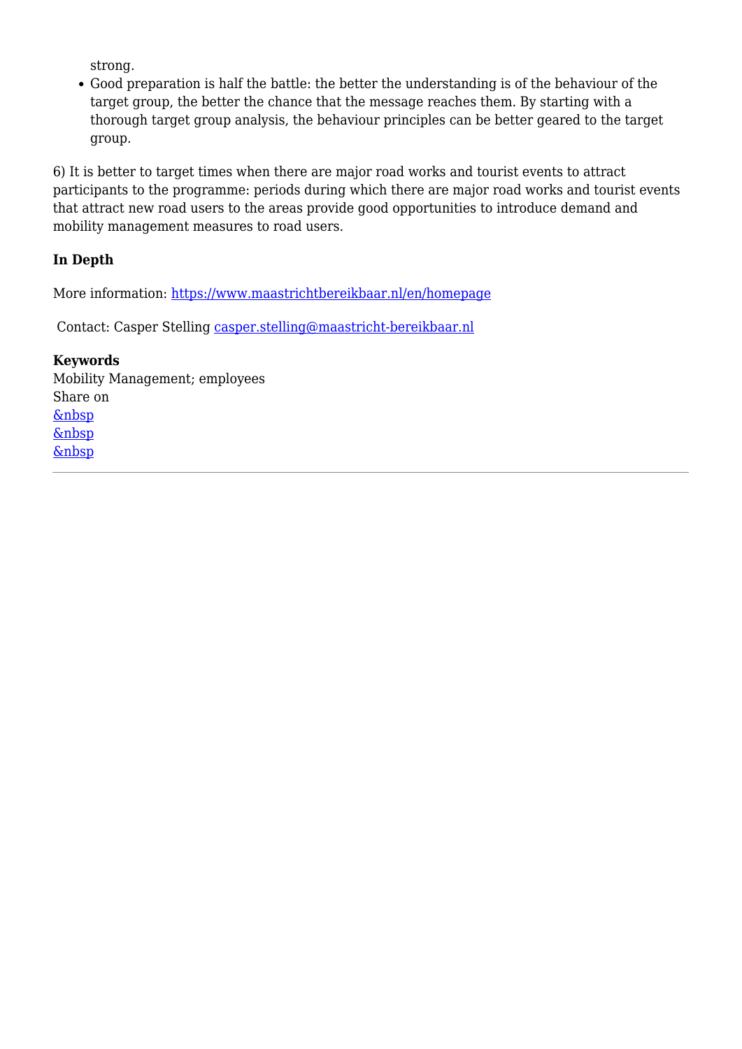strong.

- Good preparation is half the battle: the better the understanding is of the behaviour of the target group, the better the chance that the message reaches them. By starting with a thorough target group analysis, the behaviour principles can be better geared to the target group.

6) It is better to target times when there are major road works and tourist events to attract participants to the programme: periods during which there are major road works and tourist events that attract new road users to the areas provide good opportunities to introduce demand and mobility management measures to road users.

**In Depth**

More information: [https://www.maastrichtbereikbaar.nl/en/homepage](https://www.maastrichtbereikbaar.nl/en/homepage)

Contact: Casper Stelling [casper.stelling@maastricht-bereikbaar.nl](mailto:casper.stelling@maastricht-bereikbaar.nl)

**Keywords**
Mobility Management; employees
Share on
&nbsp
&nbsp
&nbsp

---